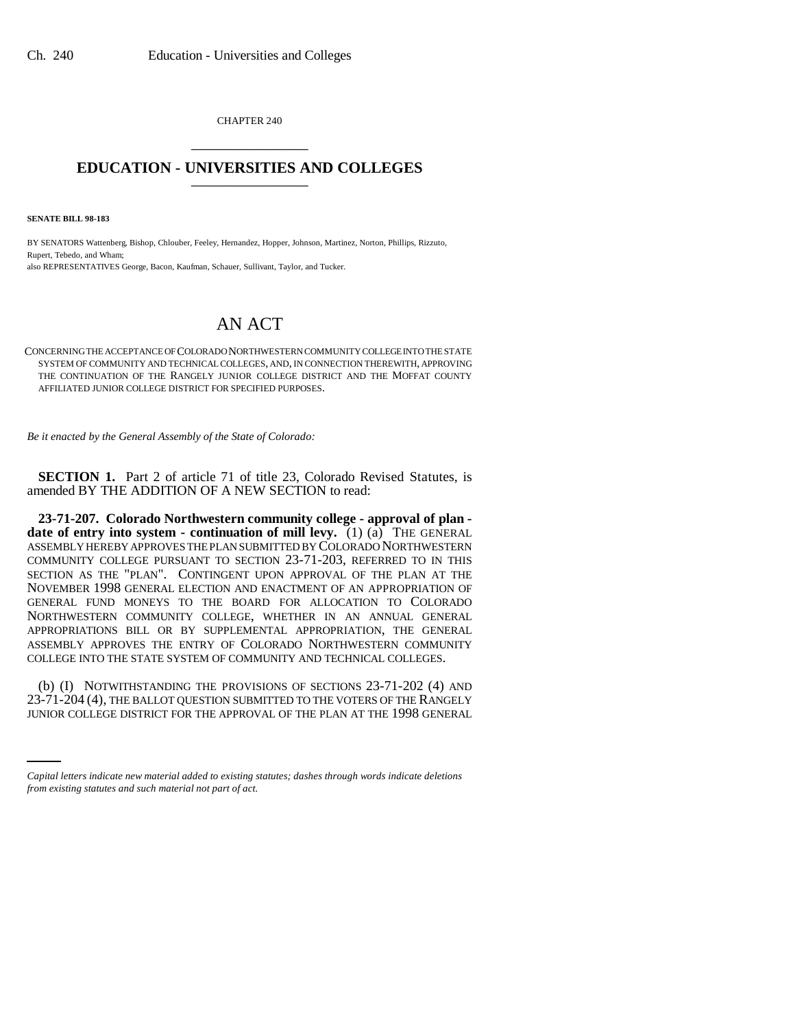CHAPTER 240

# EDUCATION - UNIVERSITIES AND COLLEGES

**SENATE BILL 98-183**

BY SENATORS Wattenberg, Bishop, Chlouber, Feeley, Hernandez, Hopper, Johnson, Martinez, Norton, Phillips, Rizzuto, Rupert, Tebedo, and Wham;
also REPRESENTATIVES George, Bacon, Kaufman, Schauer, Sullivant, Taylor, and Tucker.

# AN ACT

CONCERNING THE ACCEPTANCE OF COLORADO NORTHWESTERN COMMUNITY COLLEGE INTO THE STATE SYSTEM OF COMMUNITY AND TECHNICAL COLLEGES, AND, IN CONNECTION THEREWITH, APPROVING THE CONTINUATION OF THE RANGELY JUNIOR COLLEGE DISTRICT AND THE MOFFAT COUNTY AFFILIATED JUNIOR COLLEGE DISTRICT FOR SPECIFIED PURPOSES.

*Be it enacted by the General Assembly of the State of Colorado:*

**SECTION 1.** Part 2 of article 71 of title 23, Colorado Revised Statutes, is amended BY THE ADDITION OF A NEW SECTION to read:

**23-71-207. Colorado Northwestern community college - approval of plan - date of entry into system - continuation of mill levy.** (1) (a) THE GENERAL ASSEMBLY HEREBY APPROVES THE PLAN SUBMITTED BY COLORADO NORTHWESTERN COMMUNITY COLLEGE PURSUANT TO SECTION 23-71-203, REFERRED TO IN THIS SECTION AS THE "PLAN". CONTINGENT UPON APPROVAL OF THE PLAN AT THE NOVEMBER 1998 GENERAL ELECTION AND ENACTMENT OF AN APPROPRIATION OF GENERAL FUND MONEYS TO THE BOARD FOR ALLOCATION TO COLORADO NORTHWESTERN COMMUNITY COLLEGE, WHETHER IN AN ANNUAL GENERAL APPROPRIATIONS BILL OR BY SUPPLEMENTAL APPROPRIATION, THE GENERAL ASSEMBLY APPROVES THE ENTRY OF COLORADO NORTHWESTERN COMMUNITY COLLEGE INTO THE STATE SYSTEM OF COMMUNITY AND TECHNICAL COLLEGES.

(b) (I) NOTWITHSTANDING THE PROVISIONS OF SECTIONS 23-71-202 (4) AND 23-71-204 (4), THE BALLOT QUESTION SUBMITTED TO THE VOTERS OF THE RANGELY JUNIOR COLLEGE DISTRICT FOR THE APPROVAL OF THE PLAN AT THE 1998 GENERAL

*Capital letters indicate new material added to existing statutes; dashes through words indicate deletions from existing statutes and such material not part of act.*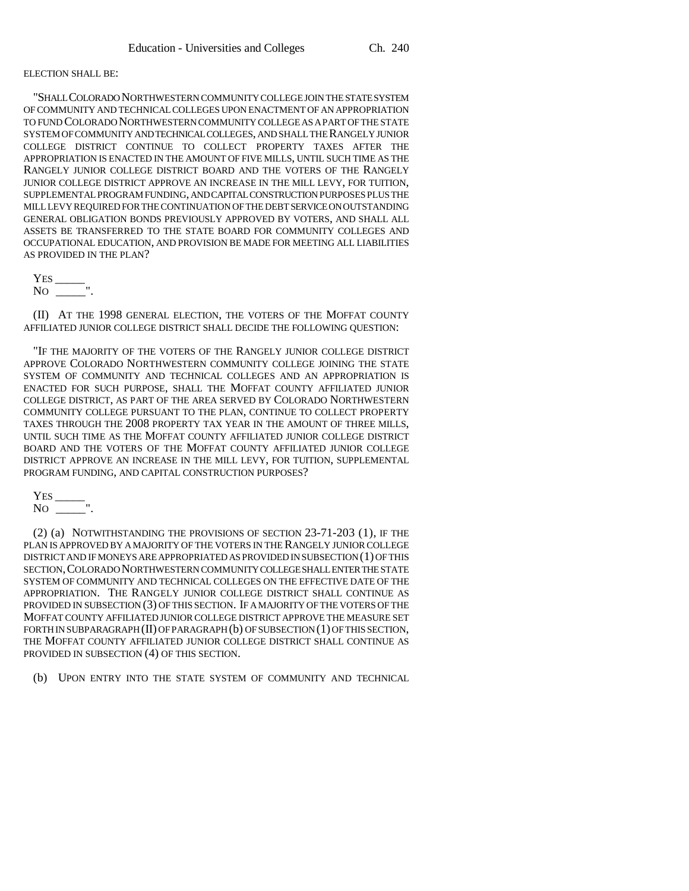ELECTION SHALL BE:

"SHALL COLORADO NORTHWESTERN COMMUNITY COLLEGE JOIN THE STATE SYSTEM OF COMMUNITY AND TECHNICAL COLLEGES UPON ENACTMENT OF AN APPROPRIATION TO FUND COLORADO NORTHWESTERN COMMUNITY COLLEGE AS A PART OF THE STATE SYSTEM OF COMMUNITY AND TECHNICAL COLLEGES, AND SHALL THE RANGELY JUNIOR COLLEGE DISTRICT CONTINUE TO COLLECT PROPERTY TAXES AFTER THE APPROPRIATION IS ENACTED IN THE AMOUNT OF FIVE MILLS, UNTIL SUCH TIME AS THE RANGELY JUNIOR COLLEGE DISTRICT BOARD AND THE VOTERS OF THE RANGELY JUNIOR COLLEGE DISTRICT APPROVE AN INCREASE IN THE MILL LEVY, FOR TUITION, SUPPLEMENTAL PROGRAM FUNDING, AND CAPITAL CONSTRUCTION PURPOSES PLUS THE MILL LEVY REQUIRED FOR THE CONTINUATION OF THE DEBT SERVICE ON OUTSTANDING GENERAL OBLIGATION BONDS PREVIOUSLY APPROVED BY VOTERS, AND SHALL ALL ASSETS BE TRANSFERRED TO THE STATE BOARD FOR COMMUNITY COLLEGES AND OCCUPATIONAL EDUCATION, AND PROVISION BE MADE FOR MEETING ALL LIABILITIES AS PROVIDED IN THE PLAN?

YES _____

NO _____".

(II) AT THE 1998 GENERAL ELECTION, THE VOTERS OF THE MOFFAT COUNTY AFFILIATED JUNIOR COLLEGE DISTRICT SHALL DECIDE THE FOLLOWING QUESTION:

"IF THE MAJORITY OF THE VOTERS OF THE RANGELY JUNIOR COLLEGE DISTRICT APPROVE COLORADO NORTHWESTERN COMMUNITY COLLEGE JOINING THE STATE SYSTEM OF COMMUNITY AND TECHNICAL COLLEGES AND AN APPROPRIATION IS ENACTED FOR SUCH PURPOSE, SHALL THE MOFFAT COUNTY AFFILIATED JUNIOR COLLEGE DISTRICT, AS PART OF THE AREA SERVED BY COLORADO NORTHWESTERN COMMUNITY COLLEGE PURSUANT TO THE PLAN, CONTINUE TO COLLECT PROPERTY TAXES THROUGH THE 2008 PROPERTY TAX YEAR IN THE AMOUNT OF THREE MILLS, UNTIL SUCH TIME AS THE MOFFAT COUNTY AFFILIATED JUNIOR COLLEGE DISTRICT BOARD AND THE VOTERS OF THE MOFFAT COUNTY AFFILIATED JUNIOR COLLEGE DISTRICT APPROVE AN INCREASE IN THE MILL LEVY, FOR TUITION, SUPPLEMENTAL PROGRAM FUNDING, AND CAPITAL CONSTRUCTION PURPOSES?

YES _____

NO _____".

(2) (a) NOTWITHSTANDING THE PROVISIONS OF SECTION 23-71-203 (1), IF THE PLAN IS APPROVED BY A MAJORITY OF THE VOTERS IN THE RANGELY JUNIOR COLLEGE DISTRICT AND IF MONEYS ARE APPROPRIATED AS PROVIDED IN SUBSECTION (1) OF THIS SECTION, COLORADO NORTHWESTERN COMMUNITY COLLEGE SHALL ENTER THE STATE SYSTEM OF COMMUNITY AND TECHNICAL COLLEGES ON THE EFFECTIVE DATE OF THE APPROPRIATION. THE RANGELY JUNIOR COLLEGE DISTRICT SHALL CONTINUE AS PROVIDED IN SUBSECTION (3) OF THIS SECTION. IF A MAJORITY OF THE VOTERS OF THE MOFFAT COUNTY AFFILIATED JUNIOR COLLEGE DISTRICT APPROVE THE MEASURE SET FORTH IN SUBPARAGRAPH (II) OF PARAGRAPH (b) OF SUBSECTION (1) OF THIS SECTION, THE MOFFAT COUNTY AFFILIATED JUNIOR COLLEGE DISTRICT SHALL CONTINUE AS PROVIDED IN SUBSECTION (4) OF THIS SECTION.

(b) UPON ENTRY INTO THE STATE SYSTEM OF COMMUNITY AND TECHNICAL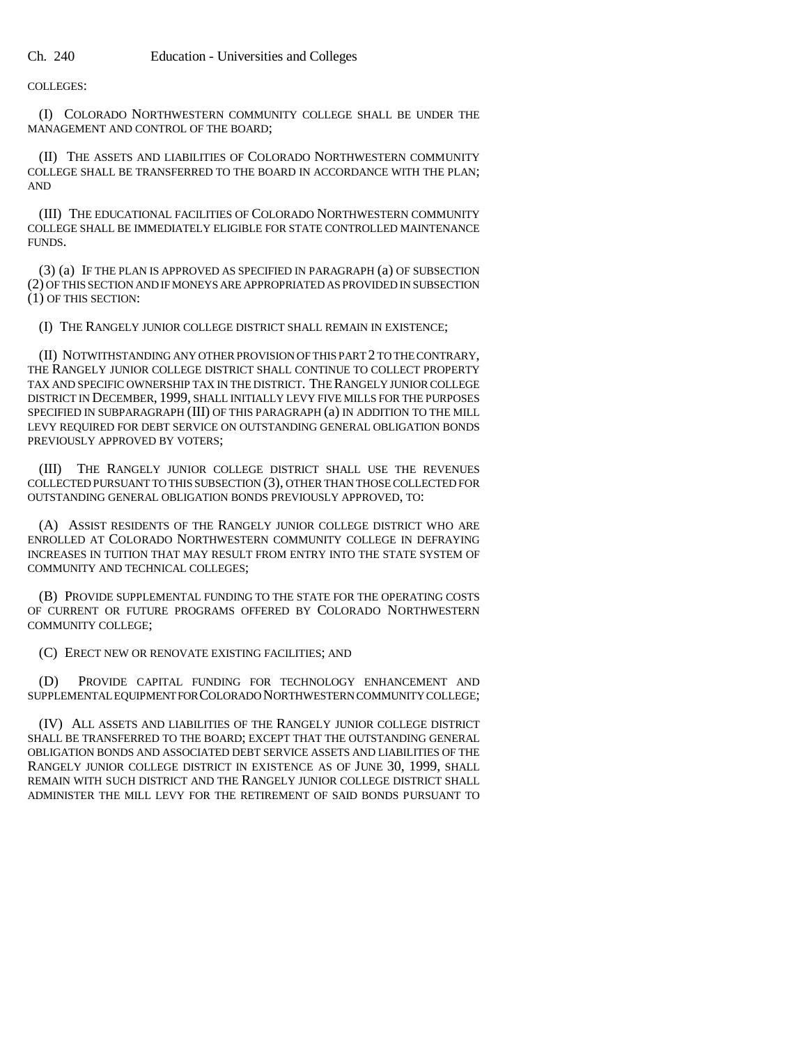COLLEGES:

(I) COLORADO NORTHWESTERN COMMUNITY COLLEGE SHALL BE UNDER THE MANAGEMENT AND CONTROL OF THE BOARD;

(II) THE ASSETS AND LIABILITIES OF COLORADO NORTHWESTERN COMMUNITY COLLEGE SHALL BE TRANSFERRED TO THE BOARD IN ACCORDANCE WITH THE PLAN; AND

(III) THE EDUCATIONAL FACILITIES OF COLORADO NORTHWESTERN COMMUNITY COLLEGE SHALL BE IMMEDIATELY ELIGIBLE FOR STATE CONTROLLED MAINTENANCE FUNDS.

(3) (a) IF THE PLAN IS APPROVED AS SPECIFIED IN PARAGRAPH (a) OF SUBSECTION (2) OF THIS SECTION AND IF MONEYS ARE APPROPRIATED AS PROVIDED IN SUBSECTION (1) OF THIS SECTION:

(I) THE RANGELY JUNIOR COLLEGE DISTRICT SHALL REMAIN IN EXISTENCE;

(II) NOTWITHSTANDING ANY OTHER PROVISION OF THIS PART 2 TO THE CONTRARY, THE RANGELY JUNIOR COLLEGE DISTRICT SHALL CONTINUE TO COLLECT PROPERTY TAX AND SPECIFIC OWNERSHIP TAX IN THE DISTRICT. THE RANGELY JUNIOR COLLEGE DISTRICT IN DECEMBER, 1999, SHALL INITIALLY LEVY FIVE MILLS FOR THE PURPOSES SPECIFIED IN SUBPARAGRAPH (III) OF THIS PARAGRAPH (a) IN ADDITION TO THE MILL LEVY REQUIRED FOR DEBT SERVICE ON OUTSTANDING GENERAL OBLIGATION BONDS PREVIOUSLY APPROVED BY VOTERS;

(III) THE RANGELY JUNIOR COLLEGE DISTRICT SHALL USE THE REVENUES COLLECTED PURSUANT TO THIS SUBSECTION (3), OTHER THAN THOSE COLLECTED FOR OUTSTANDING GENERAL OBLIGATION BONDS PREVIOUSLY APPROVED, TO:

(A) ASSIST RESIDENTS OF THE RANGELY JUNIOR COLLEGE DISTRICT WHO ARE ENROLLED AT COLORADO NORTHWESTERN COMMUNITY COLLEGE IN DEFRAYING INCREASES IN TUITION THAT MAY RESULT FROM ENTRY INTO THE STATE SYSTEM OF COMMUNITY AND TECHNICAL COLLEGES;

(B) PROVIDE SUPPLEMENTAL FUNDING TO THE STATE FOR THE OPERATING COSTS OF CURRENT OR FUTURE PROGRAMS OFFERED BY COLORADO NORTHWESTERN COMMUNITY COLLEGE;

(C) ERECT NEW OR RENOVATE EXISTING FACILITIES; AND

(D) PROVIDE CAPITAL FUNDING FOR TECHNOLOGY ENHANCEMENT AND SUPPLEMENTAL EQUIPMENT FOR COLORADO NORTHWESTERN COMMUNITY COLLEGE;

(IV) ALL ASSETS AND LIABILITIES OF THE RANGELY JUNIOR COLLEGE DISTRICT SHALL BE TRANSFERRED TO THE BOARD; EXCEPT THAT THE OUTSTANDING GENERAL OBLIGATION BONDS AND ASSOCIATED DEBT SERVICE ASSETS AND LIABILITIES OF THE RANGELY JUNIOR COLLEGE DISTRICT IN EXISTENCE AS OF JUNE 30, 1999, SHALL REMAIN WITH SUCH DISTRICT AND THE RANGELY JUNIOR COLLEGE DISTRICT SHALL ADMINISTER THE MILL LEVY FOR THE RETIREMENT OF SAID BONDS PURSUANT TO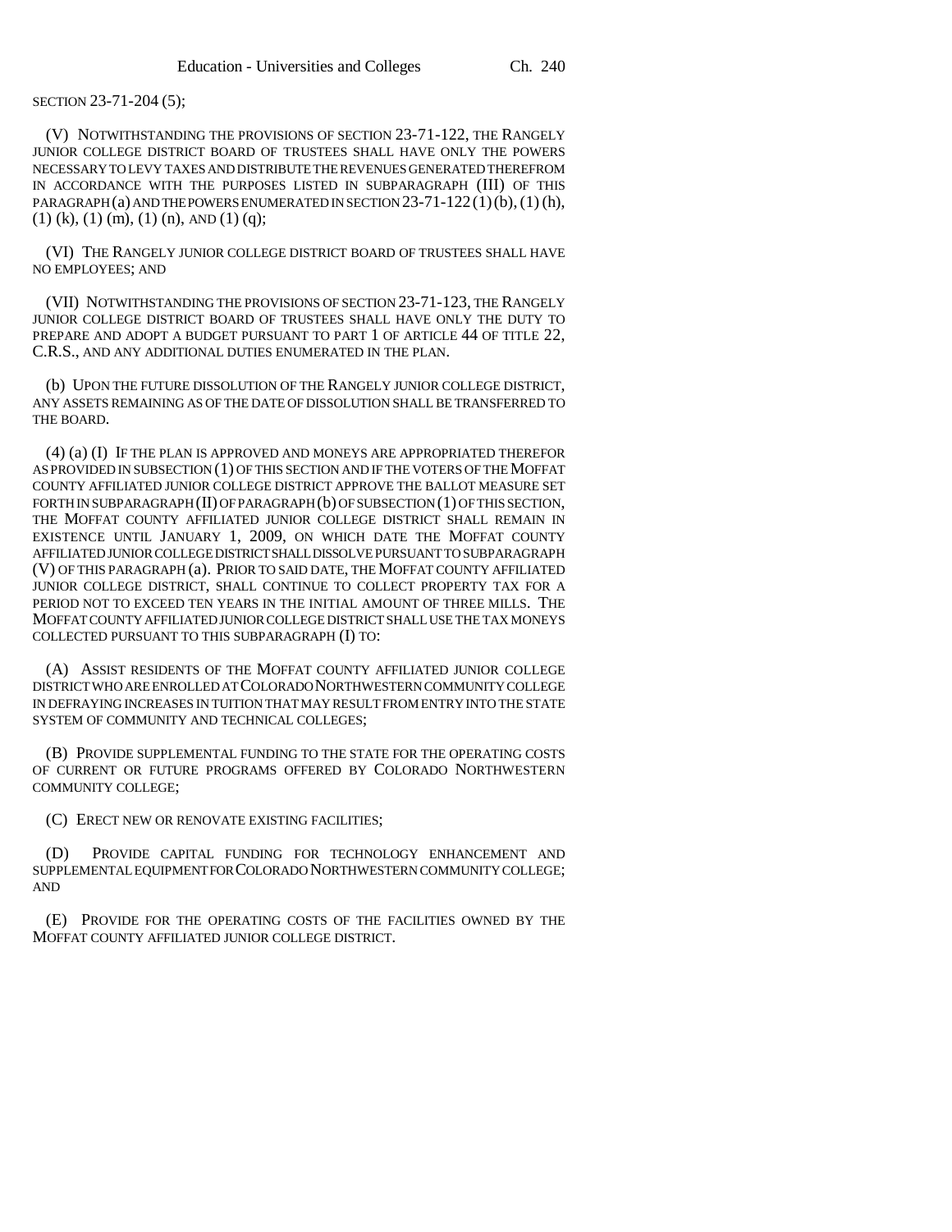SECTION 23-71-204 (5);

(V) NOTWITHSTANDING THE PROVISIONS OF SECTION 23-71-122, THE RANGELY JUNIOR COLLEGE DISTRICT BOARD OF TRUSTEES SHALL HAVE ONLY THE POWERS NECESSARY TO LEVY TAXES AND DISTRIBUTE THE REVENUES GENERATED THEREFROM IN ACCORDANCE WITH THE PURPOSES LISTED IN SUBPARAGRAPH (III) OF THIS PARAGRAPH (a) AND THE POWERS ENUMERATED IN SECTION 23-71-122 (1) (b), (1) (h), (1) (k), (1) (m), (1) (n), AND (1) (q);

(VI) THE RANGELY JUNIOR COLLEGE DISTRICT BOARD OF TRUSTEES SHALL HAVE NO EMPLOYEES; AND

(VII) NOTWITHSTANDING THE PROVISIONS OF SECTION 23-71-123, THE RANGELY JUNIOR COLLEGE DISTRICT BOARD OF TRUSTEES SHALL HAVE ONLY THE DUTY TO PREPARE AND ADOPT A BUDGET PURSUANT TO PART 1 OF ARTICLE 44 OF TITLE 22, C.R.S., AND ANY ADDITIONAL DUTIES ENUMERATED IN THE PLAN.

(b) UPON THE FUTURE DISSOLUTION OF THE RANGELY JUNIOR COLLEGE DISTRICT, ANY ASSETS REMAINING AS OF THE DATE OF DISSOLUTION SHALL BE TRANSFERRED TO THE BOARD.

(4) (a) (I) IF THE PLAN IS APPROVED AND MONEYS ARE APPROPRIATED THEREFOR AS PROVIDED IN SUBSECTION (1) OF THIS SECTION AND IF THE VOTERS OF THE MOFFAT COUNTY AFFILIATED JUNIOR COLLEGE DISTRICT APPROVE THE BALLOT MEASURE SET FORTH IN SUBPARAGRAPH (II) OF PARAGRAPH (b) OF SUBSECTION (1) OF THIS SECTION, THE MOFFAT COUNTY AFFILIATED JUNIOR COLLEGE DISTRICT SHALL REMAIN IN EXISTENCE UNTIL JANUARY 1, 2009, ON WHICH DATE THE MOFFAT COUNTY AFFILIATED JUNIOR COLLEGE DISTRICT SHALL DISSOLVE PURSUANT TO SUBPARAGRAPH (V) OF THIS PARAGRAPH (a). PRIOR TO SAID DATE, THE MOFFAT COUNTY AFFILIATED JUNIOR COLLEGE DISTRICT, SHALL CONTINUE TO COLLECT PROPERTY TAX FOR A PERIOD NOT TO EXCEED TEN YEARS IN THE INITIAL AMOUNT OF THREE MILLS. THE MOFFAT COUNTY AFFILIATED JUNIOR COLLEGE DISTRICT SHALL USE THE TAX MONEYS COLLECTED PURSUANT TO THIS SUBPARAGRAPH (I) TO:

(A) ASSIST RESIDENTS OF THE MOFFAT COUNTY AFFILIATED JUNIOR COLLEGE DISTRICT WHO ARE ENROLLED AT COLORADO NORTHWESTERN COMMUNITY COLLEGE IN DEFRAYING INCREASES IN TUITION THAT MAY RESULT FROM ENTRY INTO THE STATE SYSTEM OF COMMUNITY AND TECHNICAL COLLEGES;

(B) PROVIDE SUPPLEMENTAL FUNDING TO THE STATE FOR THE OPERATING COSTS OF CURRENT OR FUTURE PROGRAMS OFFERED BY COLORADO NORTHWESTERN COMMUNITY COLLEGE;

(C) ERECT NEW OR RENOVATE EXISTING FACILITIES;

(D) PROVIDE CAPITAL FUNDING FOR TECHNOLOGY ENHANCEMENT AND SUPPLEMENTAL EQUIPMENT FOR COLORADO NORTHWESTERN COMMUNITY COLLEGE; AND

(E) PROVIDE FOR THE OPERATING COSTS OF THE FACILITIES OWNED BY THE MOFFAT COUNTY AFFILIATED JUNIOR COLLEGE DISTRICT.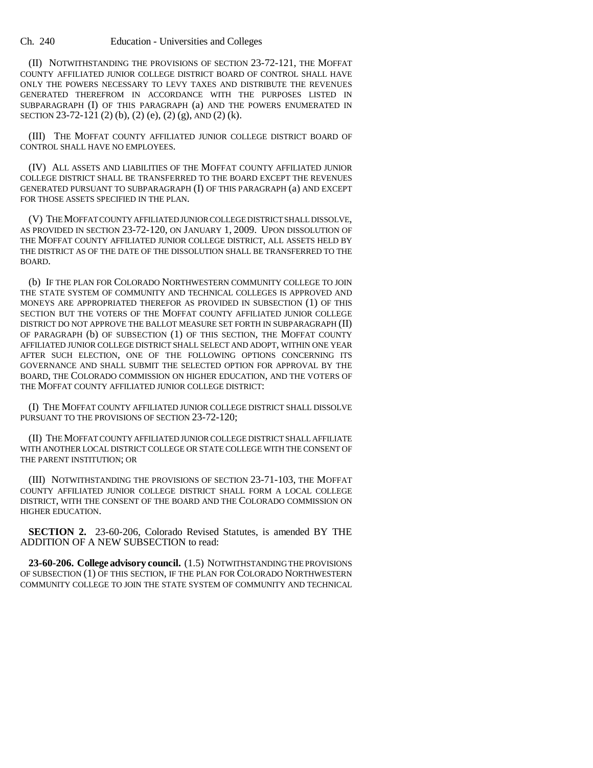(II) NOTWITHSTANDING THE PROVISIONS OF SECTION 23-72-121, THE MOFFAT COUNTY AFFILIATED JUNIOR COLLEGE DISTRICT BOARD OF CONTROL SHALL HAVE ONLY THE POWERS NECESSARY TO LEVY TAXES AND DISTRIBUTE THE REVENUES GENERATED THEREFROM IN ACCORDANCE WITH THE PURPOSES LISTED IN SUBPARAGRAPH (I) OF THIS PARAGRAPH (a) AND THE POWERS ENUMERATED IN SECTION 23-72-121 (2) (b), (2) (e), (2) (g), AND (2) (k).

(III) THE MOFFAT COUNTY AFFILIATED JUNIOR COLLEGE DISTRICT BOARD OF CONTROL SHALL HAVE NO EMPLOYEES.

(IV) ALL ASSETS AND LIABILITIES OF THE MOFFAT COUNTY AFFILIATED JUNIOR COLLEGE DISTRICT SHALL BE TRANSFERRED TO THE BOARD EXCEPT THE REVENUES GENERATED PURSUANT TO SUBPARAGRAPH (I) OF THIS PARAGRAPH (a) AND EXCEPT FOR THOSE ASSETS SPECIFIED IN THE PLAN.

(V) THE MOFFAT COUNTY AFFILIATED JUNIOR COLLEGE DISTRICT SHALL DISSOLVE, AS PROVIDED IN SECTION 23-72-120, ON JANUARY 1, 2009. UPON DISSOLUTION OF THE MOFFAT COUNTY AFFILIATED JUNIOR COLLEGE DISTRICT, ALL ASSETS HELD BY THE DISTRICT AS OF THE DATE OF THE DISSOLUTION SHALL BE TRANSFERRED TO THE BOARD.

(b) IF THE PLAN FOR COLORADO NORTHWESTERN COMMUNITY COLLEGE TO JOIN THE STATE SYSTEM OF COMMUNITY AND TECHNICAL COLLEGES IS APPROVED AND MONEYS ARE APPROPRIATED THEREFOR AS PROVIDED IN SUBSECTION (1) OF THIS SECTION BUT THE VOTERS OF THE MOFFAT COUNTY AFFILIATED JUNIOR COLLEGE DISTRICT DO NOT APPROVE THE BALLOT MEASURE SET FORTH IN SUBPARAGRAPH (II) OF PARAGRAPH (b) OF SUBSECTION (1) OF THIS SECTION, THE MOFFAT COUNTY AFFILIATED JUNIOR COLLEGE DISTRICT SHALL SELECT AND ADOPT, WITHIN ONE YEAR AFTER SUCH ELECTION, ONE OF THE FOLLOWING OPTIONS CONCERNING ITS GOVERNANCE AND SHALL SUBMIT THE SELECTED OPTION FOR APPROVAL BY THE BOARD, THE COLORADO COMMISSION ON HIGHER EDUCATION, AND THE VOTERS OF THE MOFFAT COUNTY AFFILIATED JUNIOR COLLEGE DISTRICT:

(I) THE MOFFAT COUNTY AFFILIATED JUNIOR COLLEGE DISTRICT SHALL DISSOLVE PURSUANT TO THE PROVISIONS OF SECTION 23-72-120;

(II) THE MOFFAT COUNTY AFFILIATED JUNIOR COLLEGE DISTRICT SHALL AFFILIATE WITH ANOTHER LOCAL DISTRICT COLLEGE OR STATE COLLEGE WITH THE CONSENT OF THE PARENT INSTITUTION; OR

(III) NOTWITHSTANDING THE PROVISIONS OF SECTION 23-71-103, THE MOFFAT COUNTY AFFILIATED JUNIOR COLLEGE DISTRICT SHALL FORM A LOCAL COLLEGE DISTRICT, WITH THE CONSENT OF THE BOARD AND THE COLORADO COMMISSION ON HIGHER EDUCATION.

**SECTION 2.** 23-60-206, Colorado Revised Statutes, is amended BY THE ADDITION OF A NEW SUBSECTION to read:

**23-60-206. College advisory council.** (1.5) NOTWITHSTANDING THE PROVISIONS OF SUBSECTION (1) OF THIS SECTION, IF THE PLAN FOR COLORADO NORTHWESTERN COMMUNITY COLLEGE TO JOIN THE STATE SYSTEM OF COMMUNITY AND TECHNICAL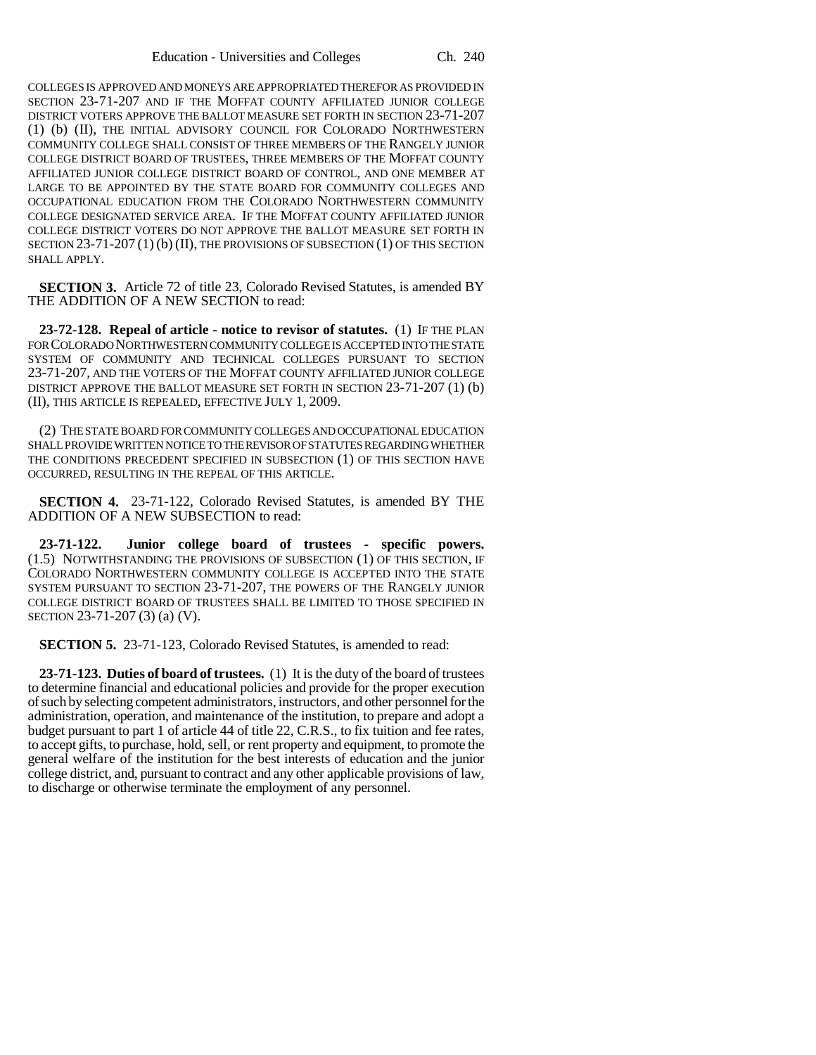COLLEGES IS APPROVED AND MONEYS ARE APPROPRIATED THEREFOR AS PROVIDED IN SECTION 23-71-207 AND IF THE MOFFAT COUNTY AFFILIATED JUNIOR COLLEGE DISTRICT VOTERS APPROVE THE BALLOT MEASURE SET FORTH IN SECTION 23-71-207 (1) (b) (II), THE INITIAL ADVISORY COUNCIL FOR COLORADO NORTHWESTERN COMMUNITY COLLEGE SHALL CONSIST OF THREE MEMBERS OF THE RANGELY JUNIOR COLLEGE DISTRICT BOARD OF TRUSTEES, THREE MEMBERS OF THE MOFFAT COUNTY AFFILIATED JUNIOR COLLEGE DISTRICT BOARD OF CONTROL, AND ONE MEMBER AT LARGE TO BE APPOINTED BY THE STATE BOARD FOR COMMUNITY COLLEGES AND OCCUPATIONAL EDUCATION FROM THE COLORADO NORTHWESTERN COMMUNITY COLLEGE DESIGNATED SERVICE AREA. IF THE MOFFAT COUNTY AFFILIATED JUNIOR COLLEGE DISTRICT VOTERS DO NOT APPROVE THE BALLOT MEASURE SET FORTH IN SECTION 23-71-207 (1) (b) (II), THE PROVISIONS OF SUBSECTION (1) OF THIS SECTION SHALL APPLY.

**SECTION 3.** Article 72 of title 23, Colorado Revised Statutes, is amended BY THE ADDITION OF A NEW SECTION to read:

**23-72-128. Repeal of article - notice to revisor of statutes.** (1) IF THE PLAN FOR COLORADO NORTHWESTERN COMMUNITY COLLEGE IS ACCEPTED INTO THE STATE SYSTEM OF COMMUNITY AND TECHNICAL COLLEGES PURSUANT TO SECTION 23-71-207, AND THE VOTERS OF THE MOFFAT COUNTY AFFILIATED JUNIOR COLLEGE DISTRICT APPROVE THE BALLOT MEASURE SET FORTH IN SECTION 23-71-207 (1) (b) (II), THIS ARTICLE IS REPEALED, EFFECTIVE JULY 1, 2009.

(2) THE STATE BOARD FOR COMMUNITY COLLEGES AND OCCUPATIONAL EDUCATION SHALL PROVIDE WRITTEN NOTICE TO THE REVISOR OF STATUTES REGARDING WHETHER THE CONDITIONS PRECEDENT SPECIFIED IN SUBSECTION (1) OF THIS SECTION HAVE OCCURRED, RESULTING IN THE REPEAL OF THIS ARTICLE.

**SECTION 4.** 23-71-122, Colorado Revised Statutes, is amended BY THE ADDITION OF A NEW SUBSECTION to read:

**23-71-122. Junior college board of trustees - specific powers.** (1.5) NOTWITHSTANDING THE PROVISIONS OF SUBSECTION (1) OF THIS SECTION, IF COLORADO NORTHWESTERN COMMUNITY COLLEGE IS ACCEPTED INTO THE STATE SYSTEM PURSUANT TO SECTION 23-71-207, THE POWERS OF THE RANGELY JUNIOR COLLEGE DISTRICT BOARD OF TRUSTEES SHALL BE LIMITED TO THOSE SPECIFIED IN SECTION 23-71-207 (3) (a) (V).

**SECTION 5.** 23-71-123, Colorado Revised Statutes, is amended to read:

**23-71-123. Duties of board of trustees.** (1) It is the duty of the board of trustees to determine financial and educational policies and provide for the proper execution of such by selecting competent administrators, instructors, and other personnel for the administration, operation, and maintenance of the institution, to prepare and adopt a budget pursuant to part 1 of article 44 of title 22, C.R.S., to fix tuition and fee rates, to accept gifts, to purchase, hold, sell, or rent property and equipment, to promote the general welfare of the institution for the best interests of education and the junior college district, and, pursuant to contract and any other applicable provisions of law, to discharge or otherwise terminate the employment of any personnel.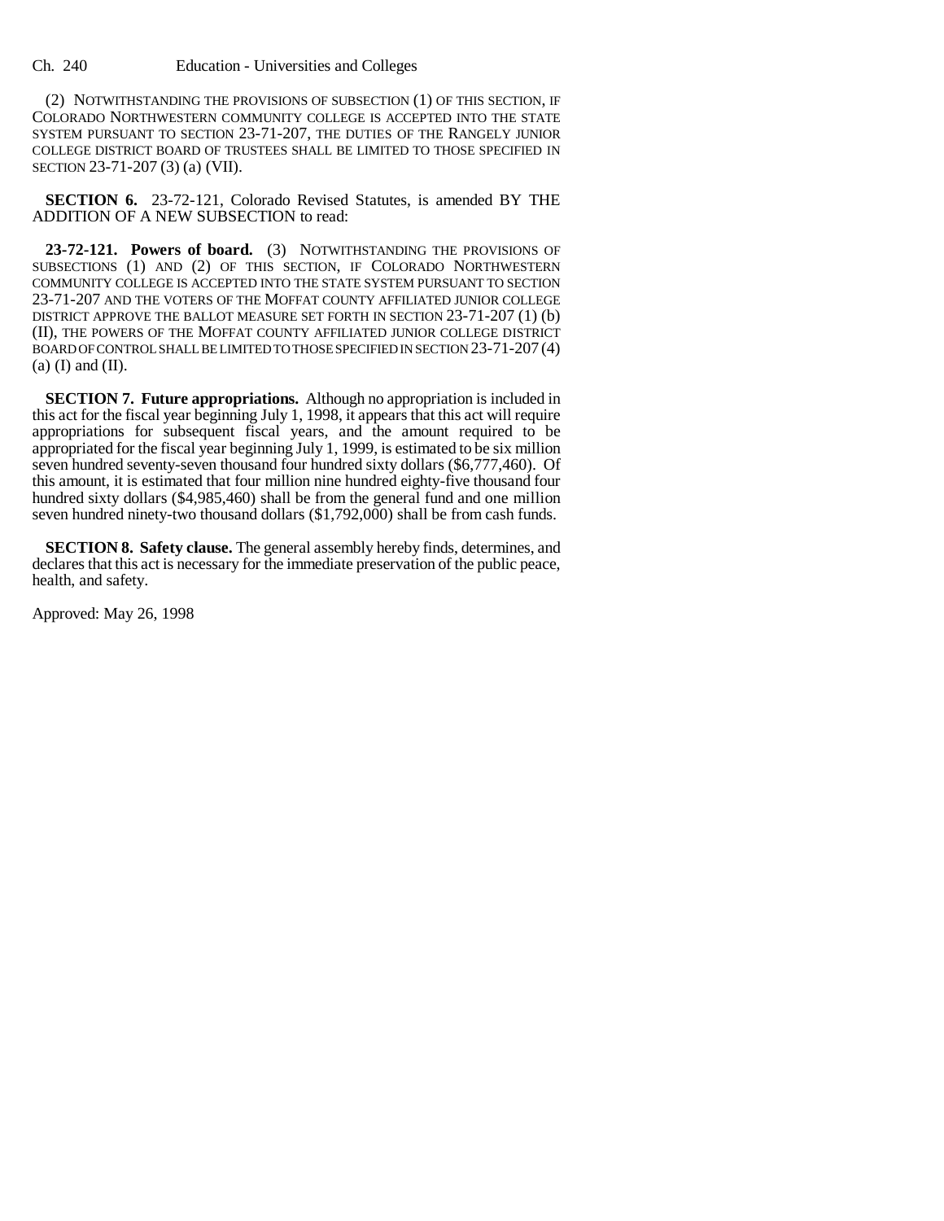(2) NOTWITHSTANDING THE PROVISIONS OF SUBSECTION (1) OF THIS SECTION, IF COLORADO NORTHWESTERN COMMUNITY COLLEGE IS ACCEPTED INTO THE STATE SYSTEM PURSUANT TO SECTION 23-71-207, THE DUTIES OF THE RANGELY JUNIOR COLLEGE DISTRICT BOARD OF TRUSTEES SHALL BE LIMITED TO THOSE SPECIFIED IN SECTION 23-71-207 (3) (a) (VII).

**SECTION 6.** 23-72-121, Colorado Revised Statutes, is amended BY THE ADDITION OF A NEW SUBSECTION to read:

**23-72-121. Powers of board.** (3) NOTWITHSTANDING THE PROVISIONS OF SUBSECTIONS (1) AND (2) OF THIS SECTION, IF COLORADO NORTHWESTERN COMMUNITY COLLEGE IS ACCEPTED INTO THE STATE SYSTEM PURSUANT TO SECTION 23-71-207 AND THE VOTERS OF THE MOFFAT COUNTY AFFILIATED JUNIOR COLLEGE DISTRICT APPROVE THE BALLOT MEASURE SET FORTH IN SECTION 23-71-207 (1) (b) (II), THE POWERS OF THE MOFFAT COUNTY AFFILIATED JUNIOR COLLEGE DISTRICT BOARD OF CONTROL SHALL BE LIMITED TO THOSE SPECIFIED IN SECTION 23-71-207 (4) (a) (I) and (II).

**SECTION 7. Future appropriations.** Although no appropriation is included in this act for the fiscal year beginning July 1, 1998, it appears that this act will require appropriations for subsequent fiscal years, and the amount required to be appropriated for the fiscal year beginning July 1, 1999, is estimated to be six million seven hundred seventy-seven thousand four hundred sixty dollars ($6,777,460). Of this amount, it is estimated that four million nine hundred eighty-five thousand four hundred sixty dollars ($4,985,460) shall be from the general fund and one million seven hundred ninety-two thousand dollars ($1,792,000) shall be from cash funds.

**SECTION 8. Safety clause.** The general assembly hereby finds, determines, and declares that this act is necessary for the immediate preservation of the public peace, health, and safety.

Approved: May 26, 1998